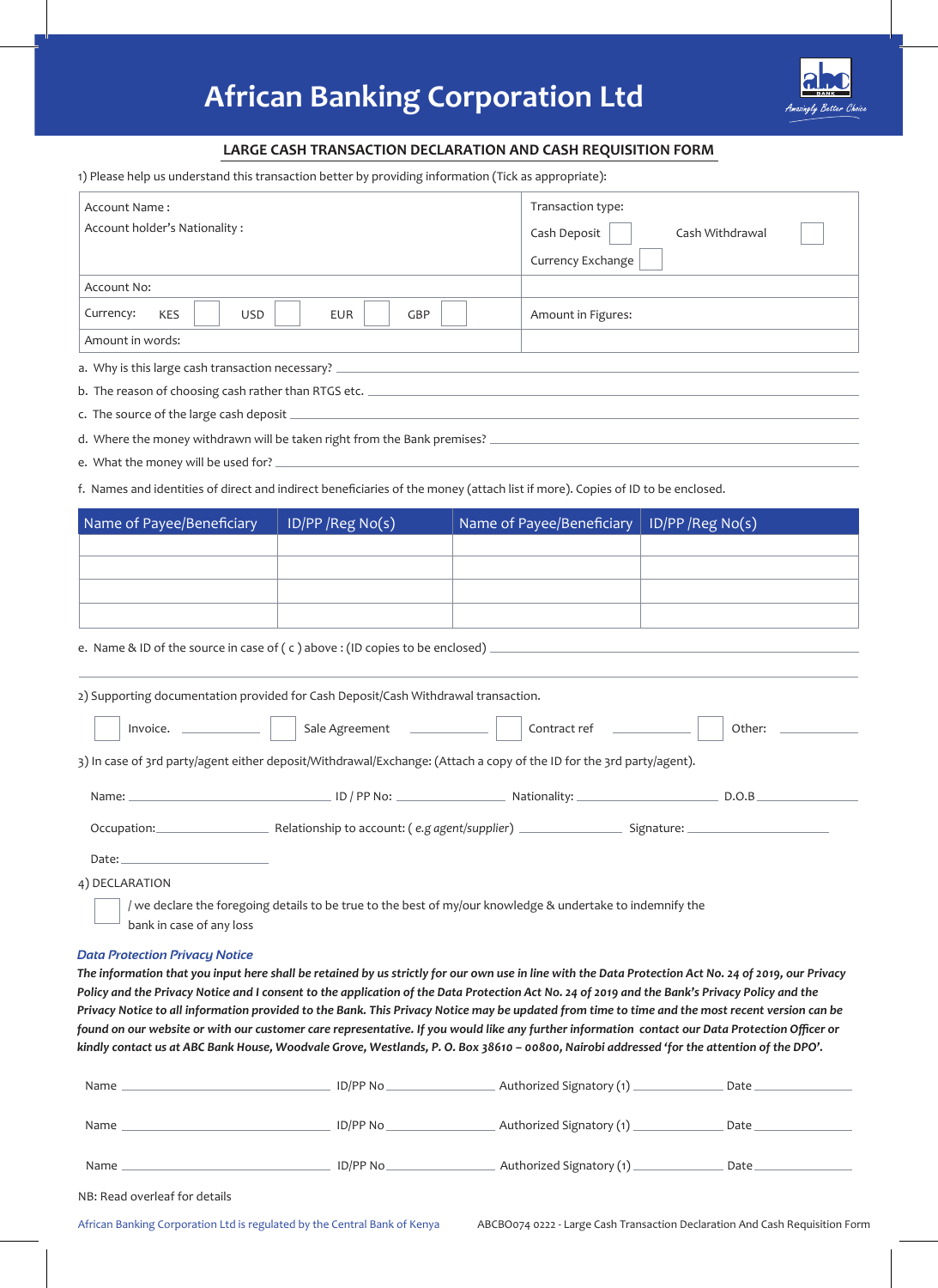# African Banking Corporation Ltd

abc BANK *Amazingly Better Choice*

## LARGE CASH TRANSACTION DECLARATION AND CASH REQUISITION FORM

1) Please help us understand this transaction better by providing information (Tick as appropriate):

| | |
|---|---|
| Account Name :<br>Account holder's Nationality : | Transaction type:<br>Cash Deposit ☐ Cash Withdrawal ☐<br>Currency Exchange ☐ |
| Account No: | |
| Currency: KES ☐ USD ☐ EUR ☐ GBP ☐ | Amount in Figures: |
| Amount in words: | |

a. Why is this large cash transaction necessary? ______________________

b. The reason of choosing cash rather than RTGS etc. ______________________

c. The source of the large cash deposit ______________________

d. Where the money withdrawn will be taken right from the Bank premises? ______________________

e. What the money will be used for? ______________________

f. Names and identities of direct and indirect beneficiaries of the money (attach list if more). Copies of ID to be enclosed.

| Name of Payee/Beneficiary | ID/PP /Reg No(s) | Name of Payee/Beneficiary | ID/PP /Reg No(s) |
|---|---|---|---|
| | | | |
| | | | |
| | | | |
| | | | |

e. Name & ID of the source in case of ( c ) above : (ID copies to be enclosed) ______________________

2) Supporting documentation provided for Cash Deposit/Cash Withdrawal transaction.

☐ Invoice. ________ ☐ Sale Agreement ________ ☐ Contract ref ________ ☐ Other: ________

3) In case of 3rd party/agent either deposit/Withdrawal/Exchange: (Attach a copy of the ID for the 3rd party/agent).

Name: ______________ ID / PP No: ______________ Nationality: ______________ D.O.B ______________

Occupation: ______________ Relationship to account: ( *e.g agent/supplier*) ______________ Signature: ______________

Date: ______________

4) DECLARATION

☐ I / we declare the foregoing details to be true to the best of my/our knowledge & undertake to indemnify the bank in case of any loss

***Data Protection Privacy Notice***

***The information that you input here shall be retained by us strictly for our own use in line with the Data Protection Act No. 24 of 2019, our Privacy Policy and the Privacy Notice and I consent to the application of the Data Protection Act No. 24 of 2019 and the Bank's Privacy Policy and the Privacy Notice to all information provided to the Bank. This Privacy Notice may be updated from time to time and the most recent version can be found on our website or with our customer care representative. If you would like any further information contact our Data Protection Officer or kindly contact us at ABC Bank House, Woodvale Grove, Westlands, P. O. Box 38610 – 00800, Nairobi addressed 'for the attention of the DPO'.***

Name ______________ ID/PP No ______________ Authorized Signatory (1) ______________ Date ______________

Name ______________ ID/PP No ______________ Authorized Signatory (1) ______________ Date ______________

Name ______________ ID/PP No ______________ Authorized Signatory (1) ______________ Date ______________

NB: Read overleaf for details

African Banking Corporation Ltd is regulated by the Central Bank of Kenya

ABCBO074 0222 - Large Cash Transaction Declaration And Cash Requisition Form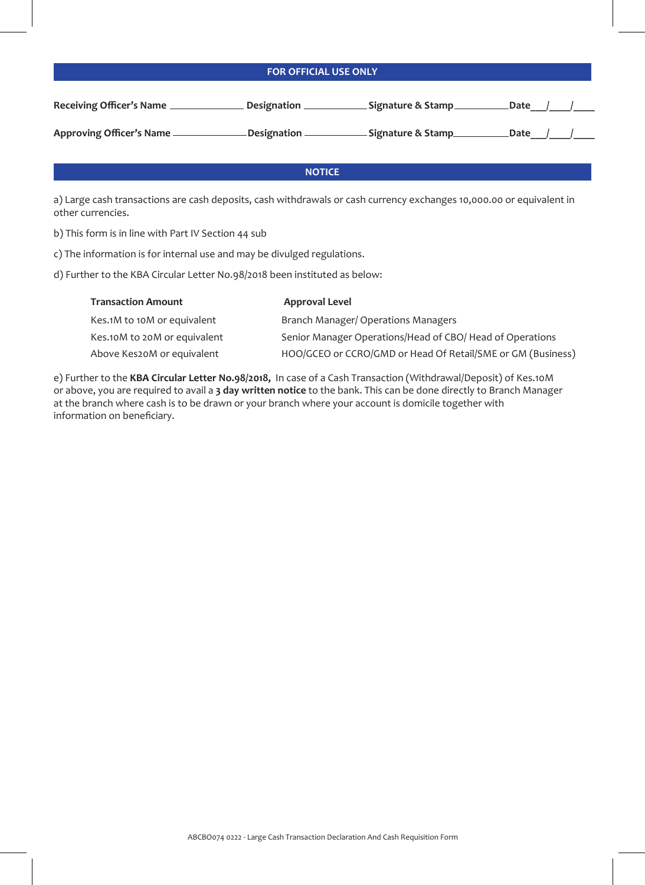## FOR OFFICIAL USE ONLY

**Receiving Officer's Name** ______________ **Designation** ____________ **Signature & Stamp** __________ **Date** ___/____/____

**Approving Officer's Name** ______________ **Designation** ____________ **Signature & Stamp** __________ **Date** ___/____/____

## NOTICE

a) Large cash transactions are cash deposits, cash withdrawals or cash currency exchanges 10,000.00 or equivalent in other currencies.

b) This form is in line with Part IV Section 44 sub

c) The information is for internal use and may be divulged regulations.

d) Further to the KBA Circular Letter No.98/2018 been instituted as below:

| Transaction Amount | Approval Level |
|---|---|
| Kes.1M to 10M or equivalent | Branch Manager/ Operations Managers |
| Kes.10M to 20M or equivalent | Senior Manager Operations/Head of CBO/ Head of Operations |
| Above Kes20M or equivalent | HOO/GCEO or CCRO/GMD or Head Of Retail/SME or GM (Business) |

e) Further to the **KBA Circular Letter No.98/2018,** In case of a Cash Transaction (Withdrawal/Deposit) of Kes.10M or above, you are required to avail a **3 day written notice** to the bank. This can be done directly to Branch Manager at the branch where cash is to be drawn or your branch where your account is domicile together with information on beneficiary.

ABCBO074 0222 - Large Cash Transaction Declaration And Cash Requisition Form